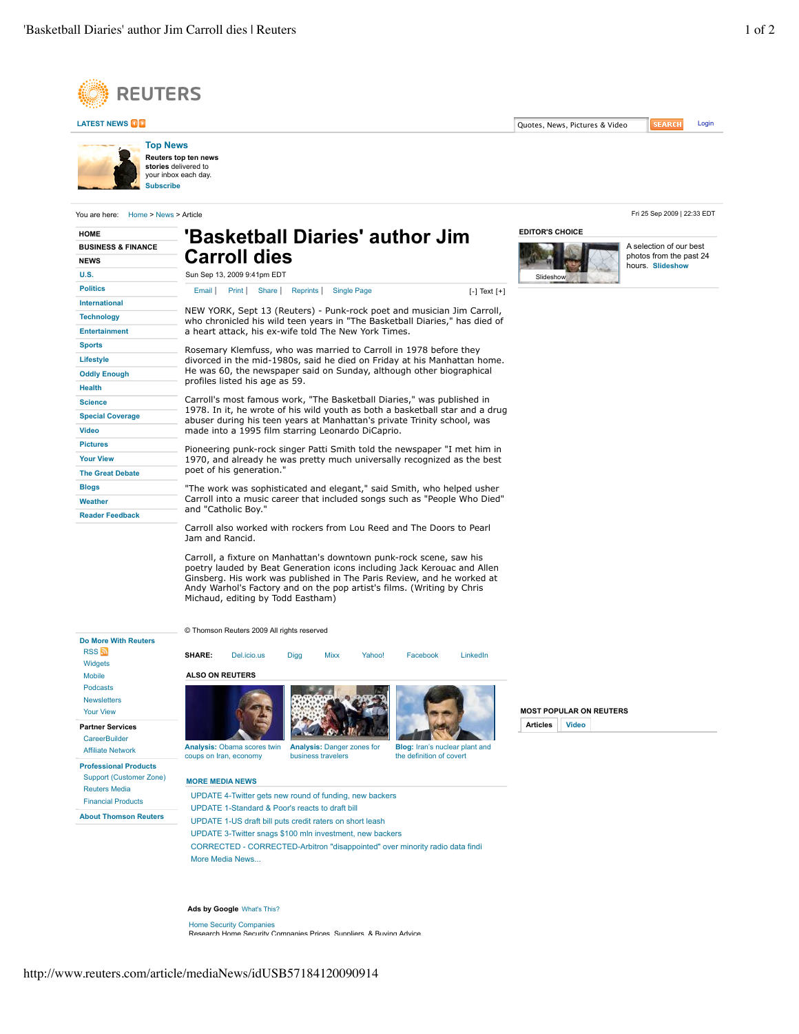# 'Basketball Diaries' author Jim Carroll dies

Sun Sep 13, 2009 9:41pm EDT

NEW YORK, Sept 13 (Reuters) - Punk-rock poet and musician Jim Carroll, who chronicled his wild teen years in "The Basketball Diaries," has died of a heart attack, his ex-wife told The New York Times.

Rosemary Klemfuss, who was married to Carroll in 1978 before they divorced in the mid-1980s, said he died on Friday at his Manhattan home. He was 60, the newspaper said on Sunday, although other biographical profiles listed his age as 59.

Carroll's most famous work, "The Basketball Diaries," was published in 1978. In it, he wrote of his wild youth as both a basketball star and a drug abuser during his teen years at Manhattan's private Trinity school, was made into a 1995 film starring Leonardo DiCaprio.

Pioneering punk-rock singer Patti Smith told the newspaper "I met him in 1970, and already he was pretty much universally recognized as the best poet of his generation."

"The work was sophisticated and elegant," said Smith, who helped usher Carroll into a music career that included songs such as "People Who Died" and "Catholic Boy."

Carroll also worked with rockers from Lou Reed and The Doors to Pearl Jam and Rancid.

Carroll, a fixture on Manhattan's downtown punk-rock scene, saw his poetry lauded by Beat Generation icons including Jack Kerouac and Allen Ginsberg. His work was published in The Paris Review, and he worked at Andy Warhol's Factory and on the pop artist's films. (Writing by Chris Michaud, editing by Todd Eastham)

© Thomson Reuters 2009 All rights reserved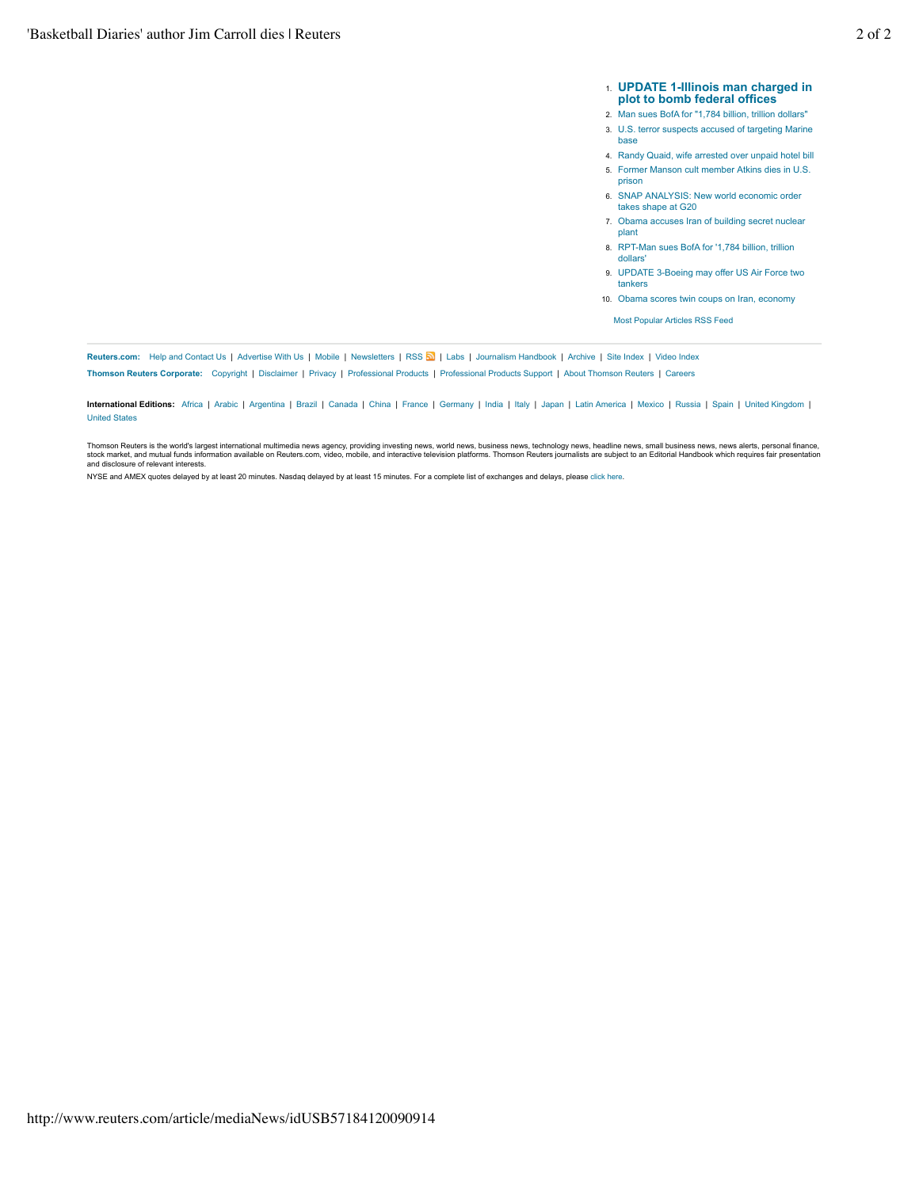1. **UPDATE 1-Illinois man charged in plot to bomb federal offices**
2. Man sues BofA for "1,784 billion, trillion dollars"
3. U.S. terror suspects accused of targeting Marine base
4. Randy Quaid, wife arrested over unpaid hotel bill
5. Former Manson cult member Atkins dies in U.S. prison
6. SNAP ANALYSIS: New world economic order takes shape at G20
7. Obama accuses Iran of building secret nuclear plant
8. RPT-Man sues BofA for '1,784 billion, trillion dollars'
9. UPDATE 3-Boeing may offer US Air Force two tankers
10. Obama scores twin coups on Iran, economy

Most Popular Articles RSS Feed

**Reuters.com:** Help and Contact Us | Advertise With Us | Mobile | Newsletters | RSS | Labs | Journalism Handbook | Archive | Site Index | Video Index

**Thomson Reuters Corporate:** Copyright | Disclaimer | Privacy | Professional Products | Professional Products Support | About Thomson Reuters | Careers

**International Editions:** Africa | Arabic | Argentina | Brazil | Canada | China | France | Germany | India | Italy | Japan | Latin America | Mexico | Russia | Spain | United Kingdom | United States

Thomson Reuters is the world's largest international multimedia news agency, providing investing news, world news, business news, technology news, headline news, small business news, news alerts, personal finance, stock market, and mutual funds information available on Reuters.com, video, mobile, and interactive television platforms. Thomson Reuters journalists are subject to an Editorial Handbook which requires fair presentation and disclosure of relevant interests.

NYSE and AMEX quotes delayed by at least 20 minutes. Nasdaq delayed by at least 15 minutes. For a complete list of exchanges and delays, please click here.